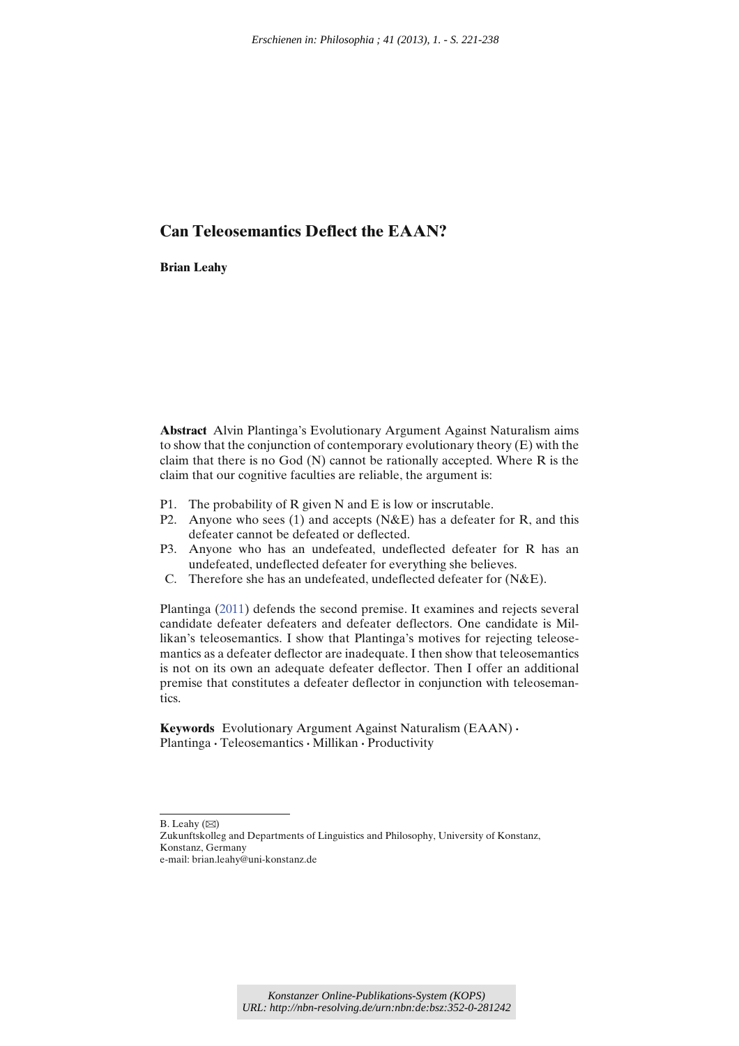# Can Teleosemantics Deflect the EAAN?

**Brian Leahy**

**Abstract** Alvin Plantinga's Evolutionary Argument Against Naturalism aims to show that the conjunction of contemporary evolutionary theory (E) with the claim that there is no God (N) cannot be rationally accepted. Where R is the claim that our cognitive faculties are reliable, the argument is:

- P1. The probability of R given N and E is low or inscrutable.
- P2. Anyone who sees (1) and accepts (N&E) has a defeater for R, and this defeater cannot be defeated or deflected.
- P3. Anyone who has an undefeated, undeflected defeater for R has an undefeated, undeflected defeater for everything she believes.
- C. Therefore she has an undefeated, undeflected defeater for (N&E).

Plantinga (2011) defends the second premise. It examines and rejects several candidate defeater defeaters and defeater deflectors. One candidate is Millikan's teleosemantics. I show that Plantinga's motives for rejecting teleosemantics as a defeater deflector are inadequate. I then show that teleosemantics is not on its own an adequate defeater deflector. Then I offer an additional premise that constitutes a defeater deflector in conjunction with teleosemantics.

**Keywords** Evolutionary Argument Against Naturalism (EAAN) · Plantinga · Teleosemantics · Millikan · Productivity

B. Leahy (✉)
Zukunftskolleg and Departments of Linguistics and Philosophy, University of Konstanz, Konstanz, Germany
e-mail: brian.leahy@uni-konstanz.de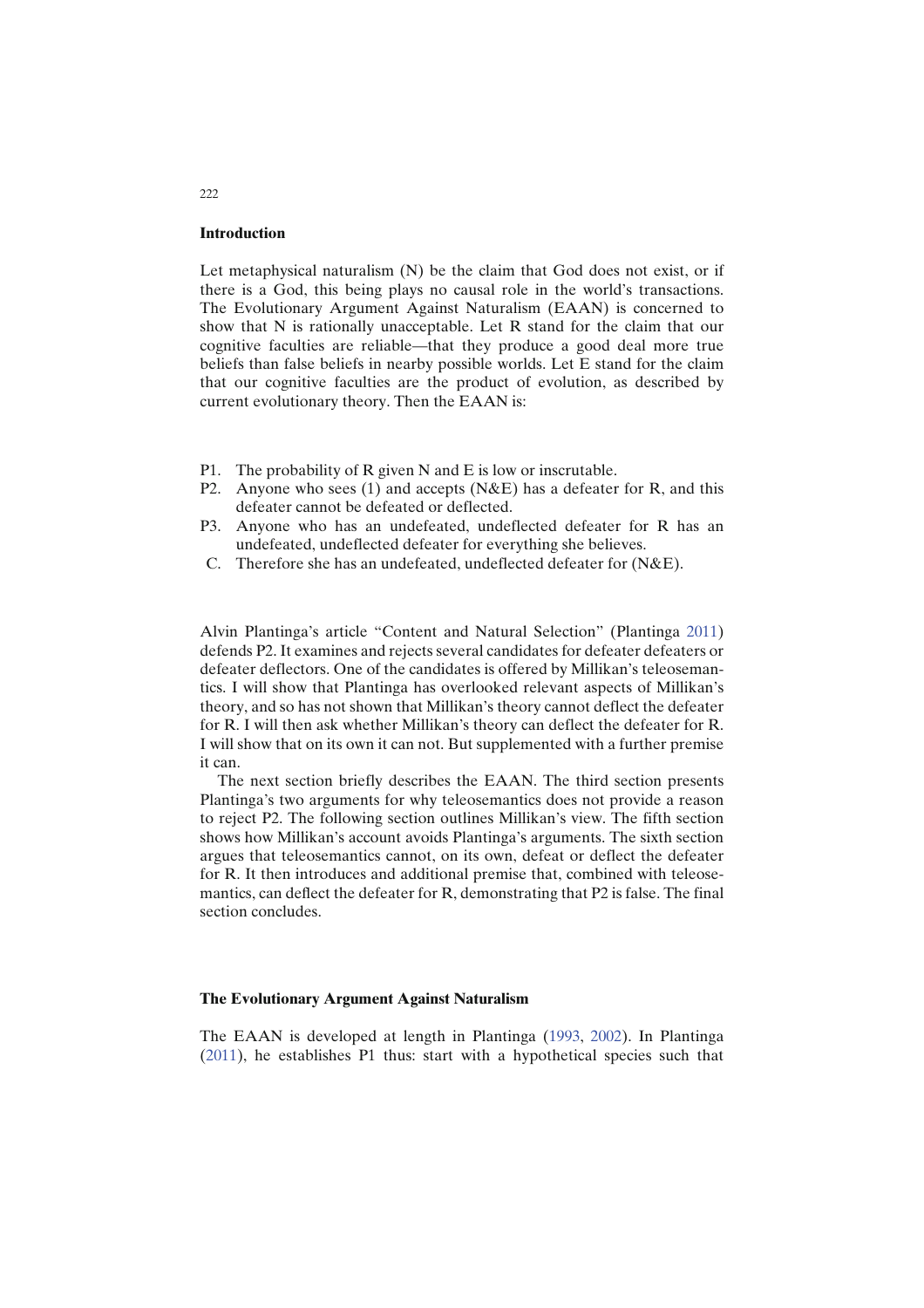## Introduction

Let metaphysical naturalism (N) be the claim that God does not exist, or if there is a God, this being plays no causal role in the world's transactions. The Evolutionary Argument Against Naturalism (EAAN) is concerned to show that N is rationally unacceptable. Let R stand for the claim that our cognitive faculties are reliable—that they produce a good deal more true beliefs than false beliefs in nearby possible worlds. Let E stand for the claim that our cognitive faculties are the product of evolution, as described by current evolutionary theory. Then the EAAN is:

- P1. The probability of R given N and E is low or inscrutable.
- P2. Anyone who sees (1) and accepts (N&E) has a defeater for R, and this defeater cannot be defeated or deflected.
- P3. Anyone who has an undefeated, undeflected defeater for R has an undefeated, undeflected defeater for everything she believes.
- C. Therefore she has an undefeated, undeflected defeater for (N&E).

Alvin Plantinga's article "Content and Natural Selection" (Plantinga 2011) defends P2. It examines and rejects several candidates for defeater defeaters or defeater deflectors. One of the candidates is offered by Millikan's teleosemantics. I will show that Plantinga has overlooked relevant aspects of Millikan's theory, and so has not shown that Millikan's theory cannot deflect the defeater for R. I will then ask whether Millikan's theory can deflect the defeater for R. I will show that on its own it can not. But supplemented with a further premise it can.

The next section briefly describes the EAAN. The third section presents Plantinga's two arguments for why teleosemantics does not provide a reason to reject P2. The following section outlines Millikan's view. The fifth section shows how Millikan's account avoids Plantinga's arguments. The sixth section argues that teleosemantics cannot, on its own, defeat or deflect the defeater for R. It then introduces and additional premise that, combined with teleosemantics, can deflect the defeater for R, demonstrating that P2 is false. The final section concludes.

## The Evolutionary Argument Against Naturalism

The EAAN is developed at length in Plantinga (1993, 2002). In Plantinga (2011), he establishes P1 thus: start with a hypothetical species such that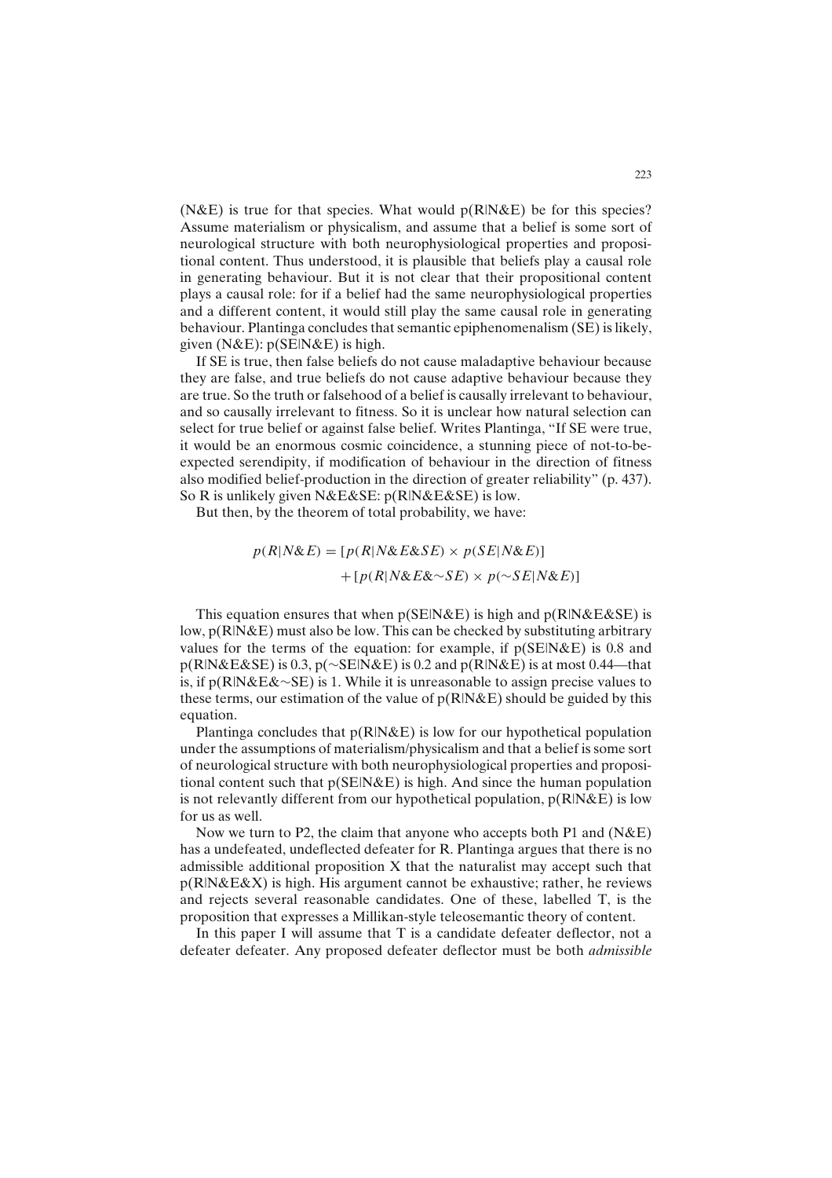(N&E) is true for that species. What would p(R|N&E) be for this species? Assume materialism or physicalism, and assume that a belief is some sort of neurological structure with both neurophysiological properties and propositional content. Thus understood, it is plausible that beliefs play a causal role in generating behaviour. But it is not clear that their propositional content plays a causal role: for if a belief had the same neurophysiological properties and a different content, it would still play the same causal role in generating behaviour. Plantinga concludes that semantic epiphenomenalism (SE) is likely, given (N&E): p(SE|N&E) is high.

If SE is true, then false beliefs do not cause maladaptive behaviour because they are false, and true beliefs do not cause adaptive behaviour because they are true. So the truth or falsehood of a belief is causally irrelevant to behaviour, and so causally irrelevant to fitness. So it is unclear how natural selection can select for true belief or against false belief. Writes Plantinga, "If SE were true, it would be an enormous cosmic coincidence, a stunning piece of not-to-be-expected serendipity, if modification of behaviour in the direction of fitness also modified belief-production in the direction of greater reliability" (p. 437). So R is unlikely given N&E&SE: p(R|N&E&SE) is low.

But then, by the theorem of total probability, we have:

$$p(R|N\&E) = [p(R|N\&E\&SE) \times p(SE|N\&E)] + [p(R|N\&E\&{\sim}SE) \times p({\sim}SE|N\&E)]$$

This equation ensures that when p(SE|N&E) is high and p(R|N&E&SE) is low, p(R|N&E) must also be low. This can be checked by substituting arbitrary values for the terms of the equation: for example, if p(SE|N&E) is 0.8 and p(R|N&E&SE) is 0.3, p(~SE|N&E) is 0.2 and p(R|N&E) is at most 0.44—that is, if p(R|N&E&~SE) is 1. While it is unreasonable to assign precise values to these terms, our estimation of the value of p(R|N&E) should be guided by this equation.

Plantinga concludes that p(R|N&E) is low for our hypothetical population under the assumptions of materialism/physicalism and that a belief is some sort of neurological structure with both neurophysiological properties and propositional content such that p(SE|N&E) is high. And since the human population is not relevantly different from our hypothetical population, p(R|N&E) is low for us as well.

Now we turn to P2, the claim that anyone who accepts both P1 and (N&E) has a undefeated, undeflected defeater for R. Plantinga argues that there is no admissible additional proposition X that the naturalist may accept such that p(R|N&E&X) is high. His argument cannot be exhaustive; rather, he reviews and rejects several reasonable candidates. One of these, labelled T, is the proposition that expresses a Millikan-style teleosemantic theory of content.

In this paper I will assume that T is a candidate defeater deflector, not a defeater defeater. Any proposed defeater deflector must be both *admissible*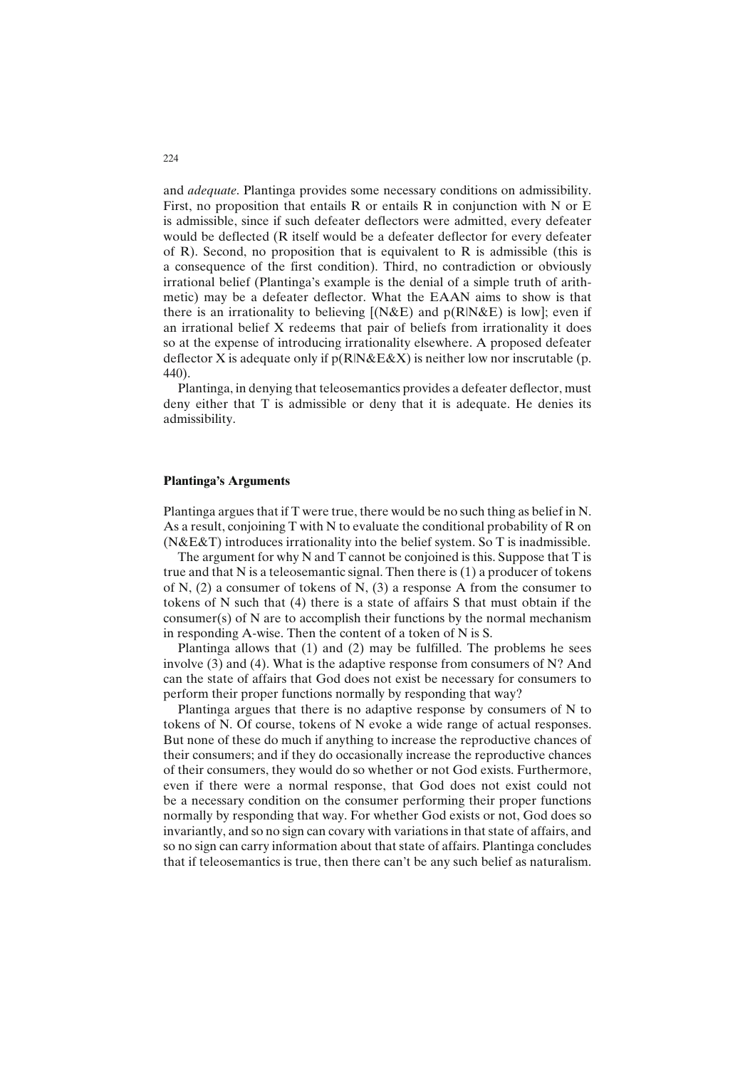and *adequate*. Plantinga provides some necessary conditions on admissibility. First, no proposition that entails R or entails R in conjunction with N or E is admissible, since if such defeater deflectors were admitted, every defeater would be deflected (R itself would be a defeater deflector for every defeater of R). Second, no proposition that is equivalent to R is admissible (this is a consequence of the first condition). Third, no contradiction or obviously irrational belief (Plantinga's example is the denial of a simple truth of arithmetic) may be a defeater deflector. What the EAAN aims to show is that there is an irrationality to believing [(N&E) and p(R|N&E) is low]; even if an irrational belief X redeems that pair of beliefs from irrationality it does so at the expense of introducing irrationality elsewhere. A proposed defeater deflector X is adequate only if p(R|N&E&X) is neither low nor inscrutable (p. 440).

Plantinga, in denying that teleosemantics provides a defeater deflector, must deny either that T is admissible or deny that it is adequate. He denies its admissibility.

## Plantinga's Arguments

Plantinga argues that if T were true, there would be no such thing as belief in N. As a result, conjoining T with N to evaluate the conditional probability of R on (N&E&T) introduces irrationality into the belief system. So T is inadmissible.

The argument for why N and T cannot be conjoined is this. Suppose that T is true and that N is a teleosemantic signal. Then there is (1) a producer of tokens of N, (2) a consumer of tokens of N, (3) a response A from the consumer to tokens of N such that (4) there is a state of affairs S that must obtain if the consumer(s) of N are to accomplish their functions by the normal mechanism in responding A-wise. Then the content of a token of N is S.

Plantinga allows that (1) and (2) may be fulfilled. The problems he sees involve (3) and (4). What is the adaptive response from consumers of N? And can the state of affairs that God does not exist be necessary for consumers to perform their proper functions normally by responding that way?

Plantinga argues that there is no adaptive response by consumers of N to tokens of N. Of course, tokens of N evoke a wide range of actual responses. But none of these do much if anything to increase the reproductive chances of their consumers; and if they do occasionally increase the reproductive chances of their consumers, they would do so whether or not God exists. Furthermore, even if there were a normal response, that God does not exist could not be a necessary condition on the consumer performing their proper functions normally by responding that way. For whether God exists or not, God does so invariantly, and so no sign can covary with variations in that state of affairs, and so no sign can carry information about that state of affairs. Plantinga concludes that if teleosemantics is true, then there can't be any such belief as naturalism.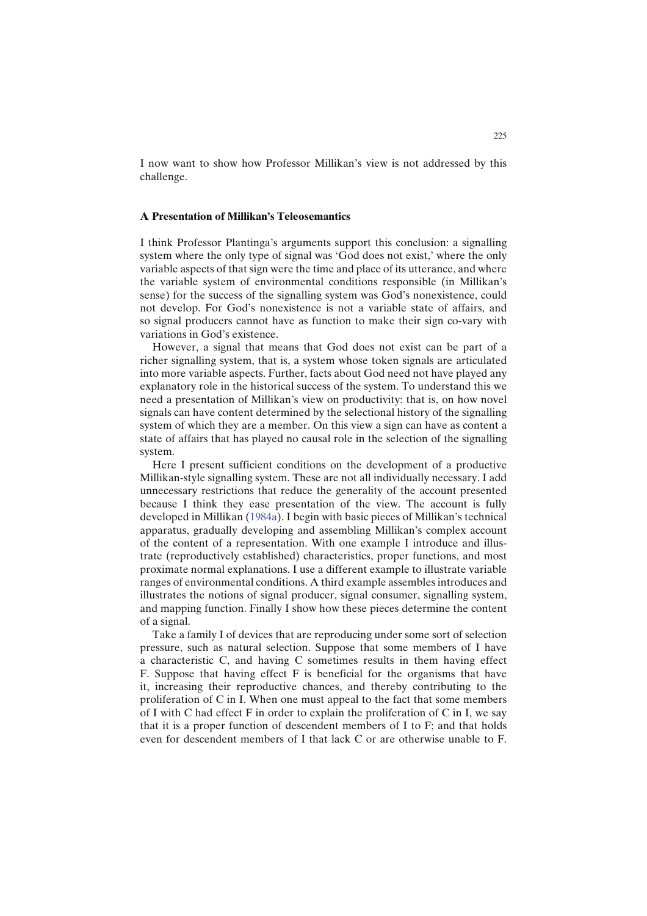I now want to show how Professor Millikan's view is not addressed by this challenge.

### A Presentation of Millikan's Teleosemantics

I think Professor Plantinga's arguments support this conclusion: a signalling system where the only type of signal was 'God does not exist,' where the only variable aspects of that sign were the time and place of its utterance, and where the variable system of environmental conditions responsible (in Millikan's sense) for the success of the signalling system was God's nonexistence, could not develop. For God's nonexistence is not a variable state of affairs, and so signal producers cannot have as function to make their sign co-vary with variations in God's existence.

However, a signal that means that God does not exist can be part of a richer signalling system, that is, a system whose token signals are articulated into more variable aspects. Further, facts about God need not have played any explanatory role in the historical success of the system. To understand this we need a presentation of Millikan's view on productivity: that is, on how novel signals can have content determined by the selectional history of the signalling system of which they are a member. On this view a sign can have as content a state of affairs that has played no causal role in the selection of the signalling system.

Here I present sufficient conditions on the development of a productive Millikan-style signalling system. These are not all individually necessary. I add unnecessary restrictions that reduce the generality of the account presented because I think they ease presentation of the view. The account is fully developed in Millikan (1984a). I begin with basic pieces of Millikan's technical apparatus, gradually developing and assembling Millikan's complex account of the content of a representation. With one example I introduce and illustrate (reproductively established) characteristics, proper functions, and most proximate normal explanations. I use a different example to illustrate variable ranges of environmental conditions. A third example assembles introduces and illustrates the notions of signal producer, signal consumer, signalling system, and mapping function. Finally I show how these pieces determine the content of a signal.

Take a family I of devices that are reproducing under some sort of selection pressure, such as natural selection. Suppose that some members of I have a characteristic C, and having C sometimes results in them having effect F. Suppose that having effect F is beneficial for the organisms that have it, increasing their reproductive chances, and thereby contributing to the proliferation of C in I. When one must appeal to the fact that some members of I with C had effect F in order to explain the proliferation of C in I, we say that it is a proper function of descendent members of I to F; and that holds even for descendent members of I that lack C or are otherwise unable to F.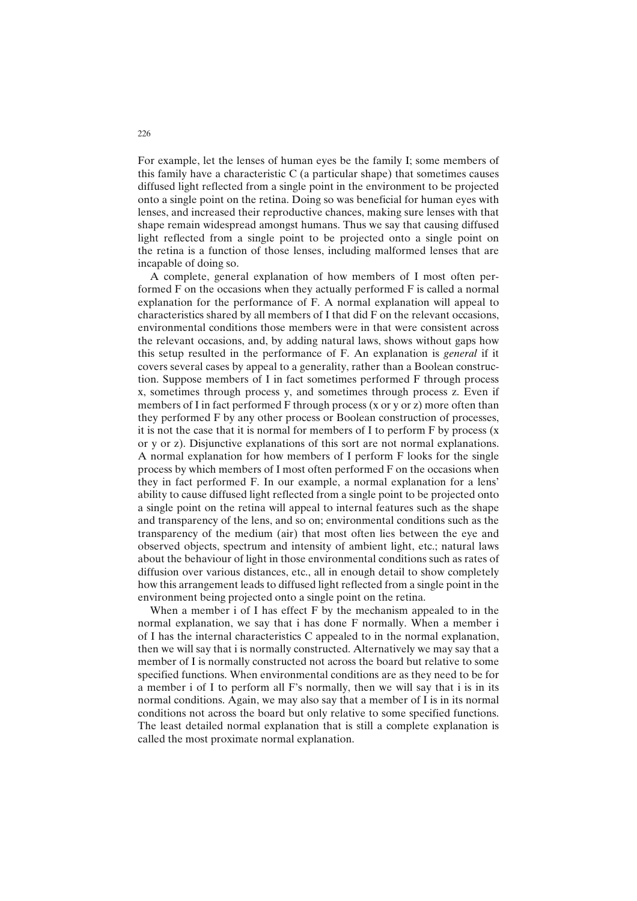For example, let the lenses of human eyes be the family I; some members of this family have a characteristic C (a particular shape) that sometimes causes diffused light reflected from a single point in the environment to be projected onto a single point on the retina. Doing so was beneficial for human eyes with lenses, and increased their reproductive chances, making sure lenses with that shape remain widespread amongst humans. Thus we say that causing diffused light reflected from a single point to be projected onto a single point on the retina is a function of those lenses, including malformed lenses that are incapable of doing so.

A complete, general explanation of how members of I most often performed F on the occasions when they actually performed F is called a normal explanation for the performance of F. A normal explanation will appeal to characteristics shared by all members of I that did F on the relevant occasions, environmental conditions those members were in that were consistent across the relevant occasions, and, by adding natural laws, shows without gaps how this setup resulted in the performance of F. An explanation is *general* if it covers several cases by appeal to a generality, rather than a Boolean construction. Suppose members of I in fact sometimes performed F through process x, sometimes through process y, and sometimes through process z. Even if members of I in fact performed F through process (x or y or z) more often than they performed F by any other process or Boolean construction of processes, it is not the case that it is normal for members of I to perform F by process (x or y or z). Disjunctive explanations of this sort are not normal explanations. A normal explanation for how members of I perform F looks for the single process by which members of I most often performed F on the occasions when they in fact performed F. In our example, a normal explanation for a lens' ability to cause diffused light reflected from a single point to be projected onto a single point on the retina will appeal to internal features such as the shape and transparency of the lens, and so on; environmental conditions such as the transparency of the medium (air) that most often lies between the eye and observed objects, spectrum and intensity of ambient light, etc.; natural laws about the behaviour of light in those environmental conditions such as rates of diffusion over various distances, etc., all in enough detail to show completely how this arrangement leads to diffused light reflected from a single point in the environment being projected onto a single point on the retina.

When a member i of I has effect F by the mechanism appealed to in the normal explanation, we say that i has done F normally. When a member i of I has the internal characteristics C appealed to in the normal explanation, then we will say that i is normally constructed. Alternatively we may say that a member of I is normally constructed not across the board but relative to some specified functions. When environmental conditions are as they need to be for a member i of I to perform all F's normally, then we will say that i is in its normal conditions. Again, we may also say that a member of I is in its normal conditions not across the board but only relative to some specified functions. The least detailed normal explanation that is still a complete explanation is called the most proximate normal explanation.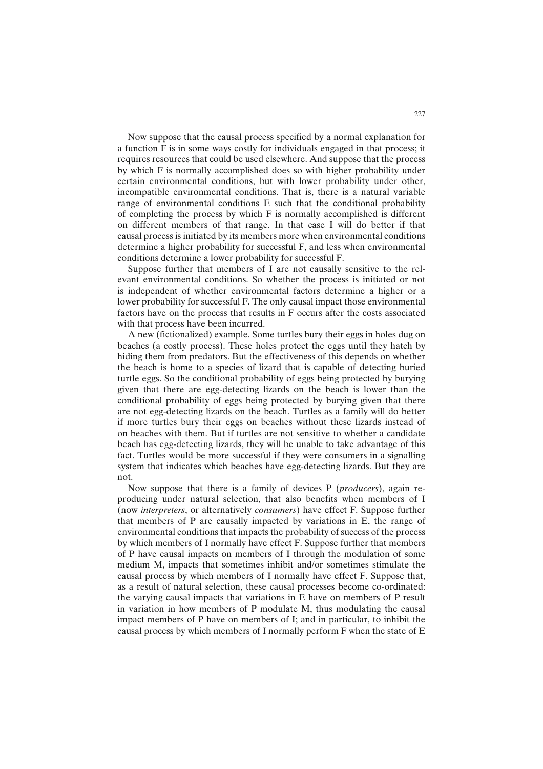Now suppose that the causal process specified by a normal explanation for a function F is in some ways costly for individuals engaged in that process; it requires resources that could be used elsewhere. And suppose that the process by which F is normally accomplished does so with higher probability under certain environmental conditions, but with lower probability under other, incompatible environmental conditions. That is, there is a natural variable range of environmental conditions E such that the conditional probability of completing the process by which F is normally accomplished is different on different members of that range. In that case I will do better if that causal process is initiated by its members more when environmental conditions determine a higher probability for successful F, and less when environmental conditions determine a lower probability for successful F.

Suppose further that members of I are not causally sensitive to the relevant environmental conditions. So whether the process is initiated or not is independent of whether environmental factors determine a higher or a lower probability for successful F. The only causal impact those environmental factors have on the process that results in F occurs after the costs associated with that process have been incurred.

A new (fictionalized) example. Some turtles bury their eggs in holes dug on beaches (a costly process). These holes protect the eggs until they hatch by hiding them from predators. But the effectiveness of this depends on whether the beach is home to a species of lizard that is capable of detecting buried turtle eggs. So the conditional probability of eggs being protected by burying given that there are egg-detecting lizards on the beach is lower than the conditional probability of eggs being protected by burying given that there are not egg-detecting lizards on the beach. Turtles as a family will do better if more turtles bury their eggs on beaches without these lizards instead of on beaches with them. But if turtles are not sensitive to whether a candidate beach has egg-detecting lizards, they will be unable to take advantage of this fact. Turtles would be more successful if they were consumers in a signalling system that indicates which beaches have egg-detecting lizards. But they are not.

Now suppose that there is a family of devices P (*producers*), again reproducing under natural selection, that also benefits when members of I (now *interpreters*, or alternatively *consumers*) have effect F. Suppose further that members of P are causally impacted by variations in E, the range of environmental conditions that impacts the probability of success of the process by which members of I normally have effect F. Suppose further that members of P have causal impacts on members of I through the modulation of some medium M, impacts that sometimes inhibit and/or sometimes stimulate the causal process by which members of I normally have effect F. Suppose that, as a result of natural selection, these causal processes become co-ordinated: the varying causal impacts that variations in E have on members of P result in variation in how members of P modulate M, thus modulating the causal impact members of P have on members of I; and in particular, to inhibit the causal process by which members of I normally perform F when the state of E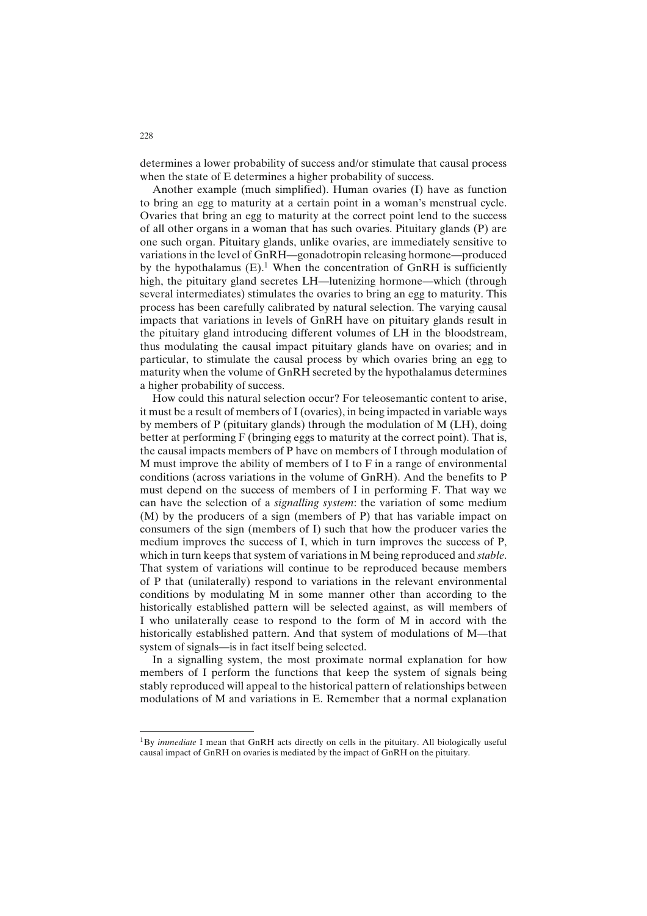determines a lower probability of success and/or stimulate that causal process when the state of E determines a higher probability of success.

Another example (much simplified). Human ovaries (I) have as function to bring an egg to maturity at a certain point in a woman's menstrual cycle. Ovaries that bring an egg to maturity at the correct point lend to the success of all other organs in a woman that has such ovaries. Pituitary glands (P) are one such organ. Pituitary glands, unlike ovaries, are immediately sensitive to variations in the level of GnRH—gonadotropin releasing hormone—produced by the hypothalamus (E).[1] When the concentration of GnRH is sufficiently high, the pituitary gland secretes LH—lutenizing hormone—which (through several intermediates) stimulates the ovaries to bring an egg to maturity. This process has been carefully calibrated by natural selection. The varying causal impacts that variations in levels of GnRH have on pituitary glands result in the pituitary gland introducing different volumes of LH in the bloodstream, thus modulating the causal impact pituitary glands have on ovaries; and in particular, to stimulate the causal process by which ovaries bring an egg to maturity when the volume of GnRH secreted by the hypothalamus determines a higher probability of success.

How could this natural selection occur? For teleosemantic content to arise, it must be a result of members of I (ovaries), in being impacted in variable ways by members of P (pituitary glands) through the modulation of M (LH), doing better at performing F (bringing eggs to maturity at the correct point). That is, the causal impacts members of P have on members of I through modulation of M must improve the ability of members of I to F in a range of environmental conditions (across variations in the volume of GnRH). And the benefits to P must depend on the success of members of I in performing F. That way we can have the selection of a *signalling system*: the variation of some medium (M) by the producers of a sign (members of P) that has variable impact on consumers of the sign (members of I) such that how the producer varies the medium improves the success of I, which in turn improves the success of P, which in turn keeps that system of variations in M being reproduced and *stable*. That system of variations will continue to be reproduced because members of P that (unilaterally) respond to variations in the relevant environmental conditions by modulating M in some manner other than according to the historically established pattern will be selected against, as will members of I who unilaterally cease to respond to the form of M in accord with the historically established pattern. And that system of modulations of M—that system of signals—is in fact itself being selected.

In a signalling system, the most proximate normal explanation for how members of I perform the functions that keep the system of signals being stably reproduced will appeal to the historical pattern of relationships between modulations of M and variations in E. Remember that a normal explanation

---

[1] By *immediate* I mean that GnRH acts directly on cells in the pituitary. All biologically useful causal impact of GnRH on ovaries is mediated by the impact of GnRH on the pituitary.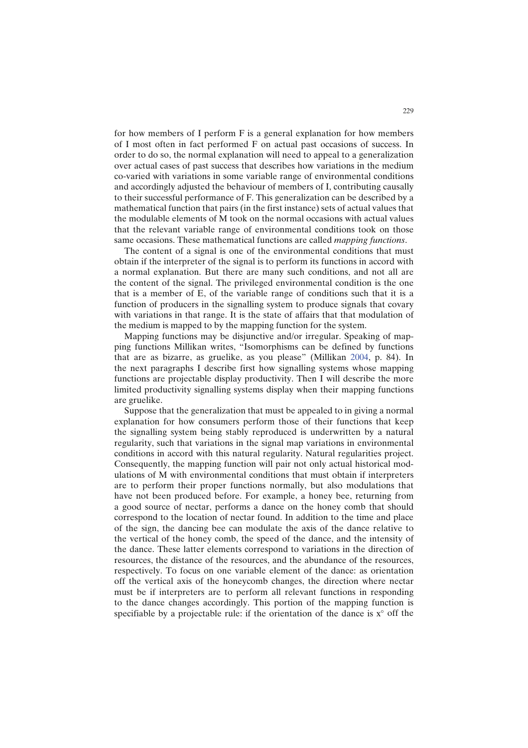for how members of I perform F is a general explanation for how members of I most often in fact performed F on actual past occasions of success. In order to do so, the normal explanation will need to appeal to a generalization over actual cases of past success that describes how variations in the medium co-varied with variations in some variable range of environmental conditions and accordingly adjusted the behaviour of members of I, contributing causally to their successful performance of F. This generalization can be described by a mathematical function that pairs (in the first instance) sets of actual values that the modulable elements of M took on the normal occasions with actual values that the relevant variable range of environmental conditions took on those same occasions. These mathematical functions are called *mapping functions*.

The content of a signal is one of the environmental conditions that must obtain if the interpreter of the signal is to perform its functions in accord with a normal explanation. But there are many such conditions, and not all are the content of the signal. The privileged environmental condition is the one that is a member of E, of the variable range of conditions such that it is a function of producers in the signalling system to produce signals that covary with variations in that range. It is the state of affairs that that modulation of the medium is mapped to by the mapping function for the system.

Mapping functions may be disjunctive and/or irregular. Speaking of mapping functions Millikan writes, "Isomorphisms can be defined by functions that are as bizarre, as gruelike, as you please" (Millikan 2004, p. 84). In the next paragraphs I describe first how signalling systems whose mapping functions are projectable display productivity. Then I will describe the more limited productivity signalling systems display when their mapping functions are gruelike.

Suppose that the generalization that must be appealed to in giving a normal explanation for how consumers perform those of their functions that keep the signalling system being stably reproduced is underwritten by a natural regularity, such that variations in the signal map variations in environmental conditions in accord with this natural regularity. Natural regularities project. Consequently, the mapping function will pair not only actual historical modulations of M with environmental conditions that must obtain if interpreters are to perform their proper functions normally, but also modulations that have not been produced before. For example, a honey bee, returning from a good source of nectar, performs a dance on the honey comb that should correspond to the location of nectar found. In addition to the time and place of the sign, the dancing bee can modulate the axis of the dance relative to the vertical of the honey comb, the speed of the dance, and the intensity of the dance. These latter elements correspond to variations in the direction of resources, the distance of the resources, and the abundance of the resources, respectively. To focus on one variable element of the dance: as orientation off the vertical axis of the honeycomb changes, the direction where nectar must be if interpreters are to perform all relevant functions in responding to the dance changes accordingly. This portion of the mapping function is specifiable by a projectable rule: if the orientation of the dance is $x°$ off the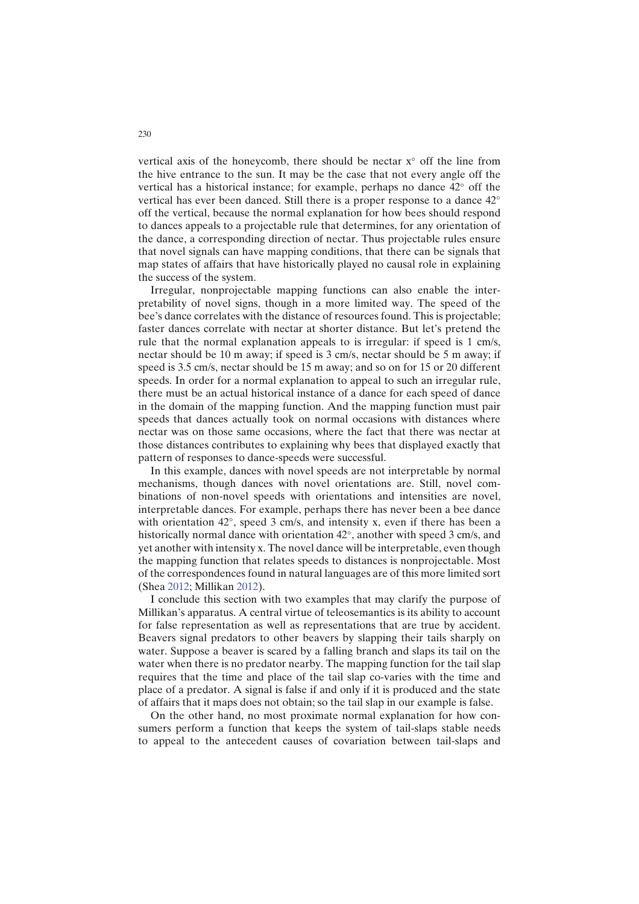vertical axis of the honeycomb, there should be nectar x° off the line from the hive entrance to the sun. It may be the case that not every angle off the vertical has a historical instance; for example, perhaps no dance 42° off the vertical has ever been danced. Still there is a proper response to a dance 42° off the vertical, because the normal explanation for how bees should respond to dances appeals to a projectable rule that determines, for any orientation of the dance, a corresponding direction of nectar. Thus projectable rules ensure that novel signals can have mapping conditions, that there can be signals that map states of affairs that have historically played no causal role in explaining the success of the system.

Irregular, nonprojectable mapping functions can also enable the interpretability of novel signs, though in a more limited way. The speed of the bee's dance correlates with the distance of resources found. This is projectable; faster dances correlate with nectar at shorter distance. But let's pretend the rule that the normal explanation appeals to is irregular: if speed is 1 cm/s, nectar should be 10 m away; if speed is 3 cm/s, nectar should be 5 m away; if speed is 3.5 cm/s, nectar should be 15 m away; and so on for 15 or 20 different speeds. In order for a normal explanation to appeal to such an irregular rule, there must be an actual historical instance of a dance for each speed of dance in the domain of the mapping function. And the mapping function must pair speeds that dances actually took on normal occasions with distances where nectar was on those same occasions, where the fact that there was nectar at those distances contributes to explaining why bees that displayed exactly that pattern of responses to dance-speeds were successful.

In this example, dances with novel speeds are not interpretable by normal mechanisms, though dances with novel orientations are. Still, novel combinations of non-novel speeds with orientations and intensities are novel, interpretable dances. For example, perhaps there has never been a bee dance with orientation 42°, speed 3 cm/s, and intensity x, even if there has been a historically normal dance with orientation 42°, another with speed 3 cm/s, and yet another with intensity x. The novel dance will be interpretable, even though the mapping function that relates speeds to distances is nonprojectable. Most of the correspondences found in natural languages are of this more limited sort (Shea 2012; Millikan 2012).

I conclude this section with two examples that may clarify the purpose of Millikan's apparatus. A central virtue of teleosemantics is its ability to account for false representation as well as representations that are true by accident. Beavers signal predators to other beavers by slapping their tails sharply on water. Suppose a beaver is scared by a falling branch and slaps its tail on the water when there is no predator nearby. The mapping function for the tail slap requires that the time and place of the tail slap co-varies with the time and place of a predator. A signal is false if and only if it is produced and the state of affairs that it maps does not obtain; so the tail slap in our example is false.

On the other hand, no most proximate normal explanation for how consumers perform a function that keeps the system of tail-slaps stable needs to appeal to the antecedent causes of covariation between tail-slaps and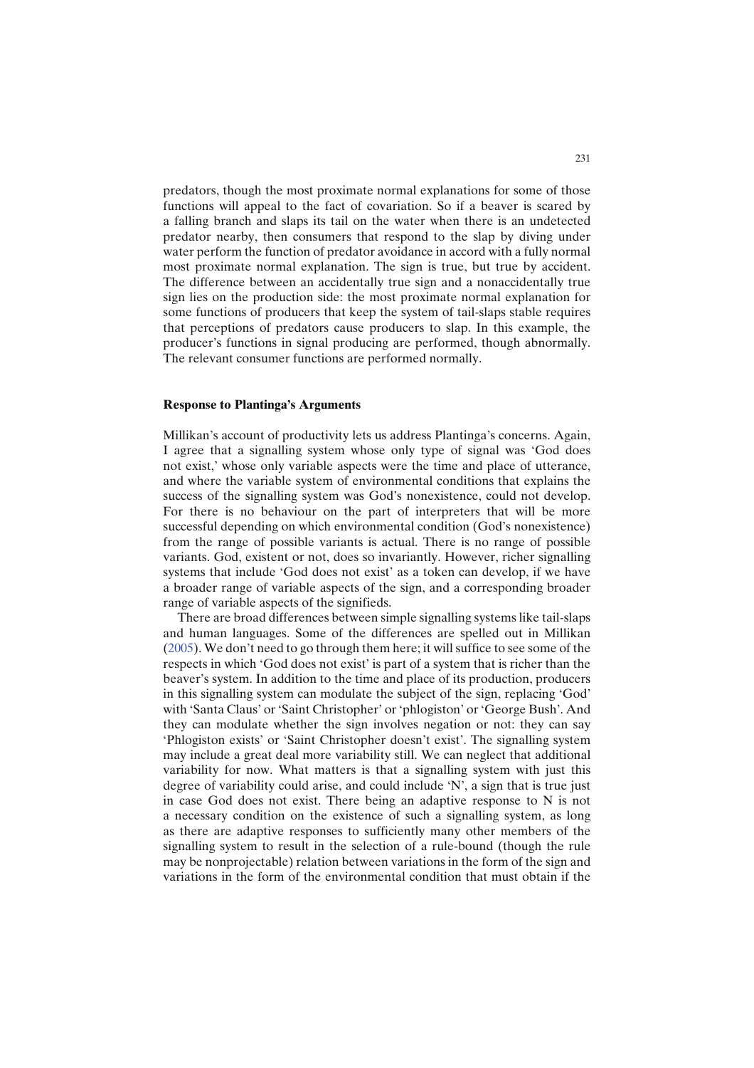predators, though the most proximate normal explanations for some of those functions will appeal to the fact of covariation. So if a beaver is scared by a falling branch and slaps its tail on the water when there is an undetected predator nearby, then consumers that respond to the slap by diving under water perform the function of predator avoidance in accord with a fully normal most proximate normal explanation. The sign is true, but true by accident. The difference between an accidentally true sign and a nonaccidentally true sign lies on the production side: the most proximate normal explanation for some functions of producers that keep the system of tail-slaps stable requires that perceptions of predators cause producers to slap. In this example, the producer's functions in signal producing are performed, though abnormally. The relevant consumer functions are performed normally.

## Response to Plantinga's Arguments

Millikan's account of productivity lets us address Plantinga's concerns. Again, I agree that a signalling system whose only type of signal was 'God does not exist,' whose only variable aspects were the time and place of utterance, and where the variable system of environmental conditions that explains the success of the signalling system was God's nonexistence, could not develop. For there is no behaviour on the part of interpreters that will be more successful depending on which environmental condition (God's nonexistence) from the range of possible variants is actual. There is no range of possible variants. God, existent or not, does so invariantly. However, richer signalling systems that include 'God does not exist' as a token can develop, if we have a broader range of variable aspects of the sign, and a corresponding broader range of variable aspects of the signifieds.

There are broad differences between simple signalling systems like tail-slaps and human languages. Some of the differences are spelled out in Millikan (2005). We don't need to go through them here; it will suffice to see some of the respects in which 'God does not exist' is part of a system that is richer than the beaver's system. In addition to the time and place of its production, producers in this signalling system can modulate the subject of the sign, replacing 'God' with 'Santa Claus' or 'Saint Christopher' or 'phlogiston' or 'George Bush'. And they can modulate whether the sign involves negation or not: they can say 'Phlogiston exists' or 'Saint Christopher doesn't exist'. The signalling system may include a great deal more variability still. We can neglect that additional variability for now. What matters is that a signalling system with just this degree of variability could arise, and could include 'N', a sign that is true just in case God does not exist. There being an adaptive response to N is not a necessary condition on the existence of such a signalling system, as long as there are adaptive responses to sufficiently many other members of the signalling system to result in the selection of a rule-bound (though the rule may be nonprojectable) relation between variations in the form of the sign and variations in the form of the environmental condition that must obtain if the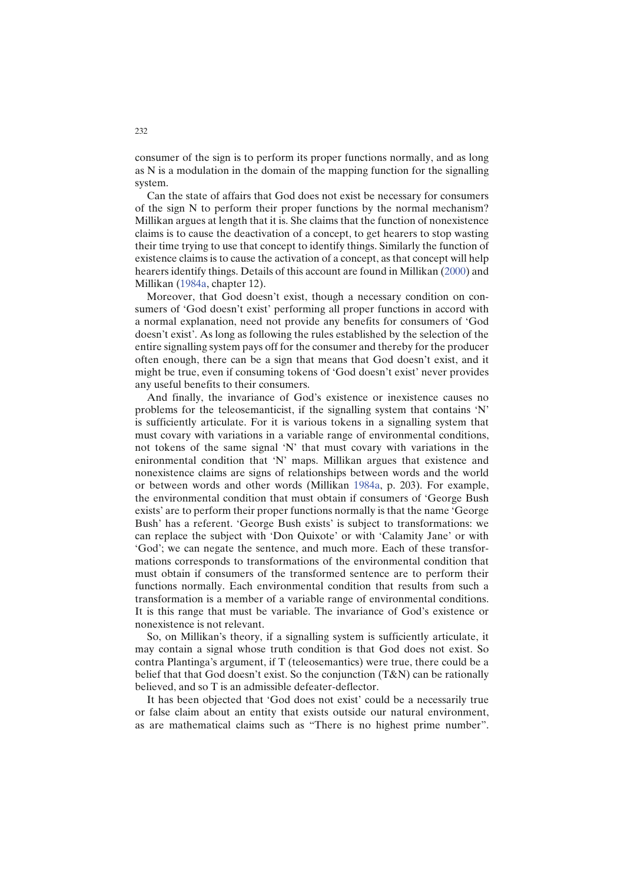consumer of the sign is to perform its proper functions normally, and as long as N is a modulation in the domain of the mapping function for the signalling system.

Can the state of affairs that God does not exist be necessary for consumers of the sign N to perform their proper functions by the normal mechanism? Millikan argues at length that it is. She claims that the function of nonexistence claims is to cause the deactivation of a concept, to get hearers to stop wasting their time trying to use that concept to identify things. Similarly the function of existence claims is to cause the activation of a concept, as that concept will help hearers identify things. Details of this account are found in Millikan (2000) and Millikan (1984a, chapter 12).

Moreover, that God doesn't exist, though a necessary condition on consumers of 'God doesn't exist' performing all proper functions in accord with a normal explanation, need not provide any benefits for consumers of 'God doesn't exist'. As long as following the rules established by the selection of the entire signalling system pays off for the consumer and thereby for the producer often enough, there can be a sign that means that God doesn't exist, and it might be true, even if consuming tokens of 'God doesn't exist' never provides any useful benefits to their consumers.

And finally, the invariance of God's existence or inexistence causes no problems for the teleosemanticist, if the signalling system that contains 'N' is sufficiently articulate. For it is various tokens in a signalling system that must covary with variations in a variable range of environmental conditions, not tokens of the same signal 'N' that must covary with variations in the enironmental condition that 'N' maps. Millikan argues that existence and nonexistence claims are signs of relationships between words and the world or between words and other words (Millikan 1984a, p. 203). For example, the environmental condition that must obtain if consumers of 'George Bush exists' are to perform their proper functions normally is that the name 'George Bush' has a referent. 'George Bush exists' is subject to transformations: we can replace the subject with 'Don Quixote' or with 'Calamity Jane' or with 'God'; we can negate the sentence, and much more. Each of these transformations corresponds to transformations of the environmental condition that must obtain if consumers of the transformed sentence are to perform their functions normally. Each environmental condition that results from such a transformation is a member of a variable range of environmental conditions. It is this range that must be variable. The invariance of God's existence or nonexistence is not relevant.

So, on Millikan's theory, if a signalling system is sufficiently articulate, it may contain a signal whose truth condition is that God does not exist. So contra Plantinga's argument, if T (teleosemantics) were true, there could be a belief that that God doesn't exist. So the conjunction (T&N) can be rationally believed, and so T is an admissible defeater-deflector.

It has been objected that 'God does not exist' could be a necessarily true or false claim about an entity that exists outside our natural environment, as are mathematical claims such as "There is no highest prime number".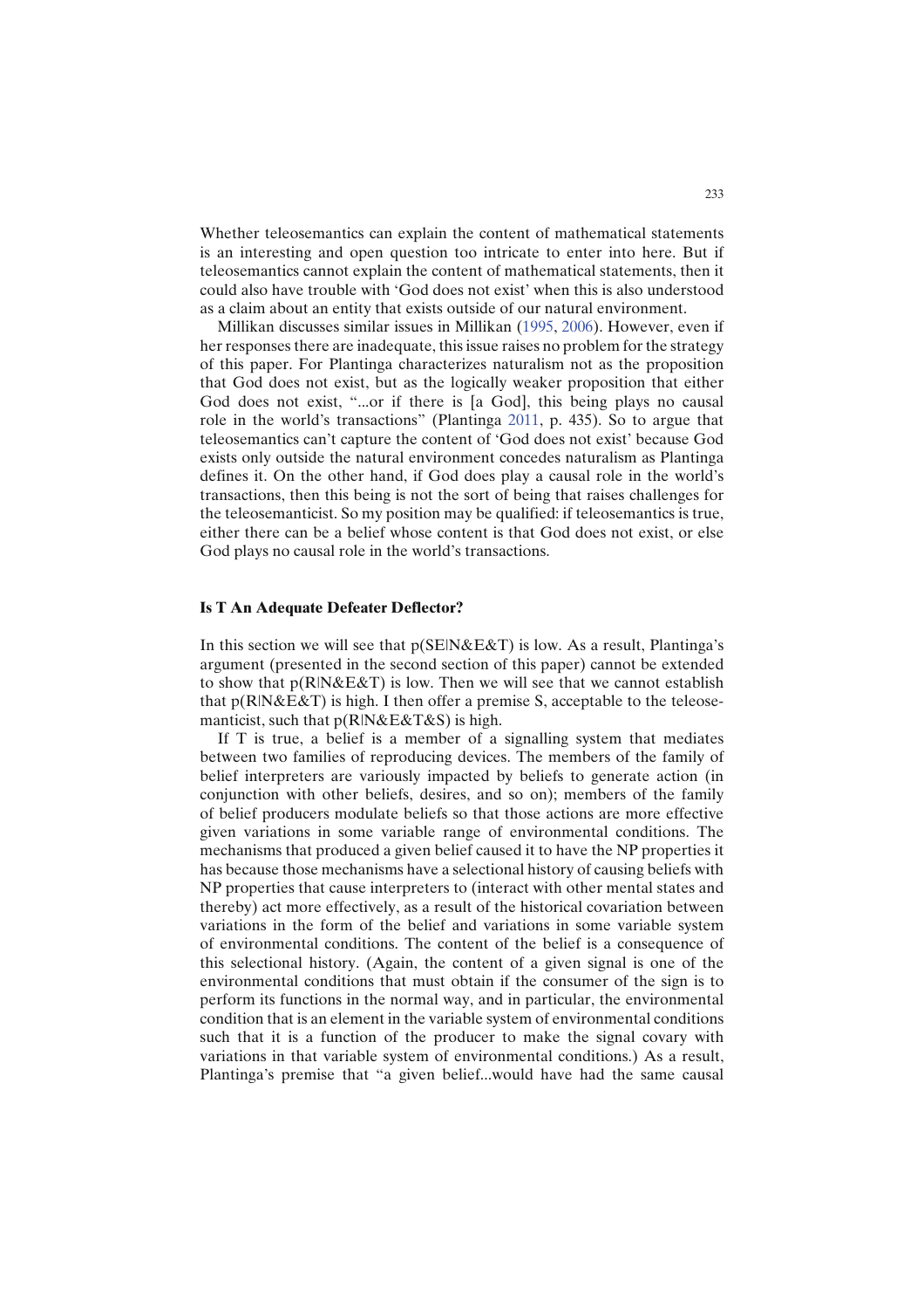Whether teleosemantics can explain the content of mathematical statements is an interesting and open question too intricate to enter into here. But if teleosemantics cannot explain the content of mathematical statements, then it could also have trouble with 'God does not exist' when this is also understood as a claim about an entity that exists outside of our natural environment.

Millikan discusses similar issues in Millikan (1995, 2006). However, even if her responses there are inadequate, this issue raises no problem for the strategy of this paper. For Plantinga characterizes naturalism not as the proposition that God does not exist, but as the logically weaker proposition that either God does not exist, "...or if there is [a God], this being plays no causal role in the world's transactions" (Plantinga 2011, p. 435). So to argue that teleosemantics can't capture the content of 'God does not exist' because God exists only outside the natural environment concedes naturalism as Plantinga defines it. On the other hand, if God does play a causal role in the world's transactions, then this being is not the sort of being that raises challenges for the teleosemanticist. So my position may be qualified: if teleosemantics is true, either there can be a belief whose content is that God does not exist, or else God plays no causal role in the world's transactions.

## Is T An Adequate Defeater Deflector?

In this section we will see that $p(SE|N\&E\&T)$ is low. As a result, Plantinga's argument (presented in the second section of this paper) cannot be extended to show that $p(R|N\&E\&T)$ is low. Then we will see that we cannot establish that $p(R|N\&E\&T)$ is high. I then offer a premise S, acceptable to the teleosemanticist, such that $p(R|N\&E\&T\&S)$ is high.

If T is true, a belief is a member of a signalling system that mediates between two families of reproducing devices. The members of the family of belief interpreters are variously impacted by beliefs to generate action (in conjunction with other beliefs, desires, and so on); members of the family of belief producers modulate beliefs so that those actions are more effective given variations in some variable range of environmental conditions. The mechanisms that produced a given belief caused it to have the NP properties it has because those mechanisms have a selectional history of causing beliefs with NP properties that cause interpreters to (interact with other mental states and thereby) act more effectively, as a result of the historical covariation between variations in the form of the belief and variations in some variable system of environmental conditions. The content of the belief is a consequence of this selectional history. (Again, the content of a given signal is one of the environmental conditions that must obtain if the consumer of the sign is to perform its functions in the normal way, and in particular, the environmental condition that is an element in the variable system of environmental conditions such that it is a function of the producer to make the signal covary with variations in that variable system of environmental conditions.) As a result, Plantinga's premise that "a given belief...would have had the same causal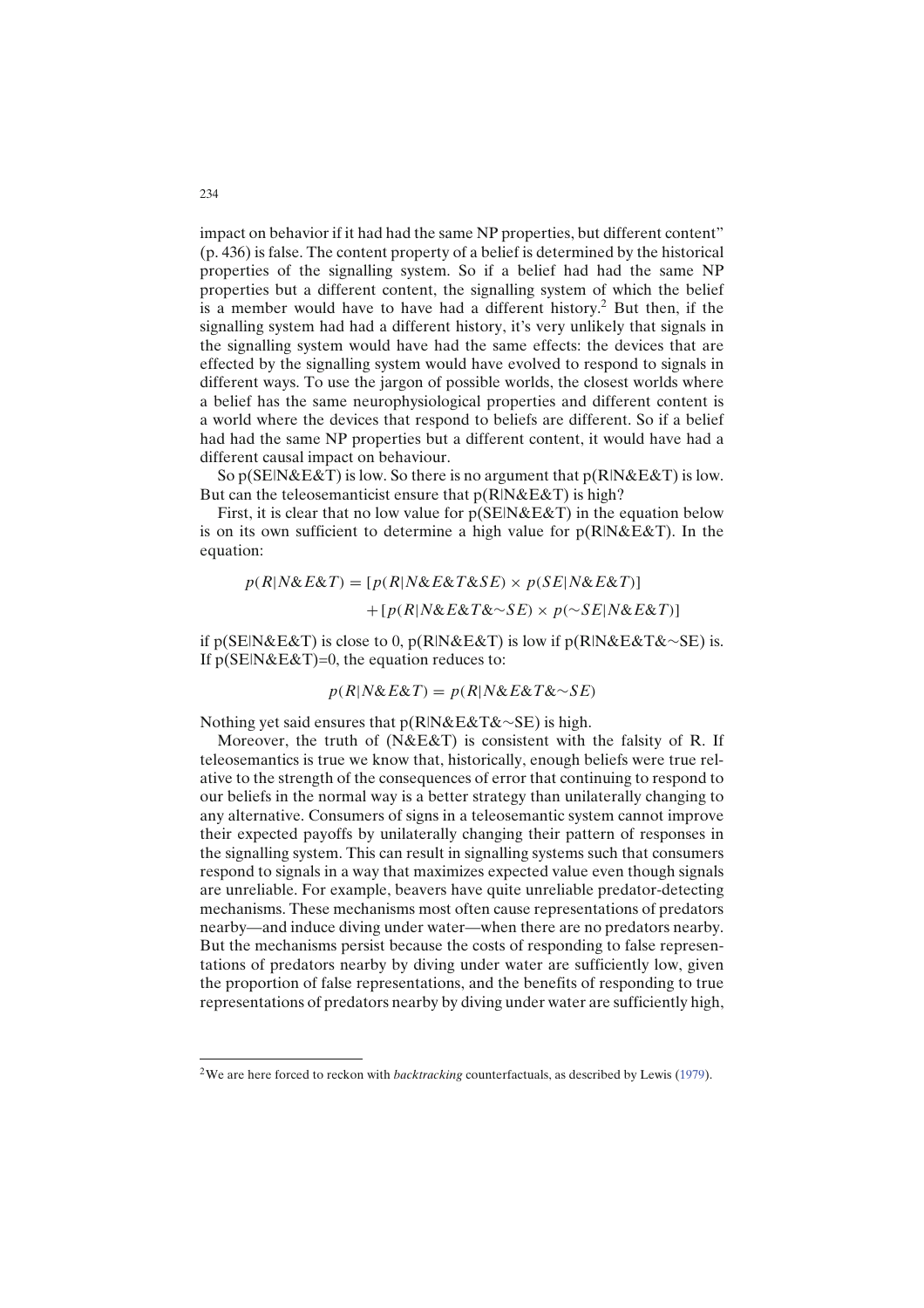impact on behavior if it had had the same NP properties, but different content" (p. 436) is false. The content property of a belief is determined by the historical properties of the signalling system. So if a belief had had the same NP properties but a different content, the signalling system of which the belief is a member would have to have had a different history.[2] But then, if the signalling system had had a different history, it's very unlikely that signals in the signalling system would have had the same effects: the devices that are effected by the signalling system would have evolved to respond to signals in different ways. To use the jargon of possible worlds, the closest worlds where a belief has the same neurophysiological properties and different content is a world where the devices that respond to beliefs are different. So if a belief had had the same NP properties but a different content, it would have had a different causal impact on behaviour.

So p(SE|N&E&T) is low. So there is no argument that p(R|N&E&T) is low. But can the teleosemanticist ensure that p(R|N&E&T) is high?

First, it is clear that no low value for p(SE|N&E&T) in the equation below is on its own sufficient to determine a high value for p(R|N&E&T). In the equation:

$$p(R|N\&E\&T) = [p(R|N\&E\&T\&SE) \times p(SE|N\&E\&T)] + [p(R|N\&E\&T\&{\sim}SE) \times p({\sim}SE|N\&E\&T)]$$

if p(SE|N&E&T) is close to 0, p(R|N&E&T) is low if p(R|N&E&T&~SE) is. If p(SE|N&E&T)=0, the equation reduces to:

$$p(R|N\&E\&T) = p(R|N\&E\&T\&{\sim}SE)$$

Nothing yet said ensures that p(R|N&E&T&~SE) is high.

Moreover, the truth of (N&E&T) is consistent with the falsity of R. If teleosemantics is true we know that, historically, enough beliefs were true relative to the strength of the consequences of error that continuing to respond to our beliefs in the normal way is a better strategy than unilaterally changing to any alternative. Consumers of signs in a teleosemantic system cannot improve their expected payoffs by unilaterally changing their pattern of responses in the signalling system. This can result in signalling systems such that consumers respond to signals in a way that maximizes expected value even though signals are unreliable. For example, beavers have quite unreliable predator-detecting mechanisms. These mechanisms most often cause representations of predators nearby—and induce diving under water—when there are no predators nearby. But the mechanisms persist because the costs of responding to false representations of predators nearby by diving under water are sufficiently low, given the proportion of false representations, and the benefits of responding to true representations of predators nearby by diving under water are sufficiently high,

[2] We are here forced to reckon with *backtracking* counterfactuals, as described by Lewis (1979).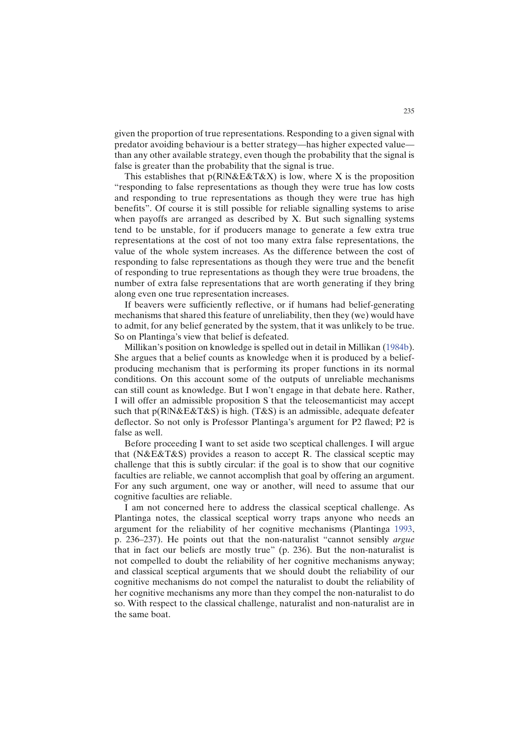given the proportion of true representations. Responding to a given signal with predator avoiding behaviour is a better strategy—has higher expected value—than any other available strategy, even though the probability that the signal is false is greater than the probability that the signal is true.

This establishes that $p(R|N\&E\&T\&X)$ is low, where X is the proposition "responding to false representations as though they were true has low costs and responding to true representations as though they were true has high benefits". Of course it is still possible for reliable signalling systems to arise when payoffs are arranged as described by X. But such signalling systems tend to be unstable, for if producers manage to generate a few extra true representations at the cost of not too many extra false representations, the value of the whole system increases. As the difference between the cost of responding to false representations as though they were true and the benefit of responding to true representations as though they were true broadens, the number of extra false representations that are worth generating if they bring along even one true representation increases.

If beavers were sufficiently reflective, or if humans had belief-generating mechanisms that shared this feature of unreliability, then they (we) would have to admit, for any belief generated by the system, that it was unlikely to be true. So on Plantinga's view that belief is defeated.

Millikan's position on knowledge is spelled out in detail in Millikan (1984b). She argues that a belief counts as knowledge when it is produced by a belief-producing mechanism that is performing its proper functions in its normal conditions. On this account some of the outputs of unreliable mechanisms can still count as knowledge. But I won't engage in that debate here. Rather, I will offer an admissible proposition S that the teleosemanticist may accept such that $p(R|N\&E\&T\&S)$ is high. (T&S) is an admissible, adequate defeater deflector. So not only is Professor Plantinga's argument for P2 flawed; P2 is false as well.

Before proceeding I want to set aside two sceptical challenges. I will argue that (N&E&T&S) provides a reason to accept R. The classical sceptic may challenge that this is subtly circular: if the goal is to show that our cognitive faculties are reliable, we cannot accomplish that goal by offering an argument. For any such argument, one way or another, will need to assume that our cognitive faculties are reliable.

I am not concerned here to address the classical sceptical challenge. As Plantinga notes, the classical sceptical worry traps anyone who needs an argument for the reliability of her cognitive mechanisms (Plantinga 1993, p. 236–237). He points out that the non-naturalist "cannot sensibly *argue* that in fact our beliefs are mostly true" (p. 236). But the non-naturalist is not compelled to doubt the reliability of her cognitive mechanisms anyway; and classical sceptical arguments that we should doubt the reliability of our cognitive mechanisms do not compel the naturalist to doubt the reliability of her cognitive mechanisms any more than they compel the non-naturalist to do so. With respect to the classical challenge, naturalist and non-naturalist are in the same boat.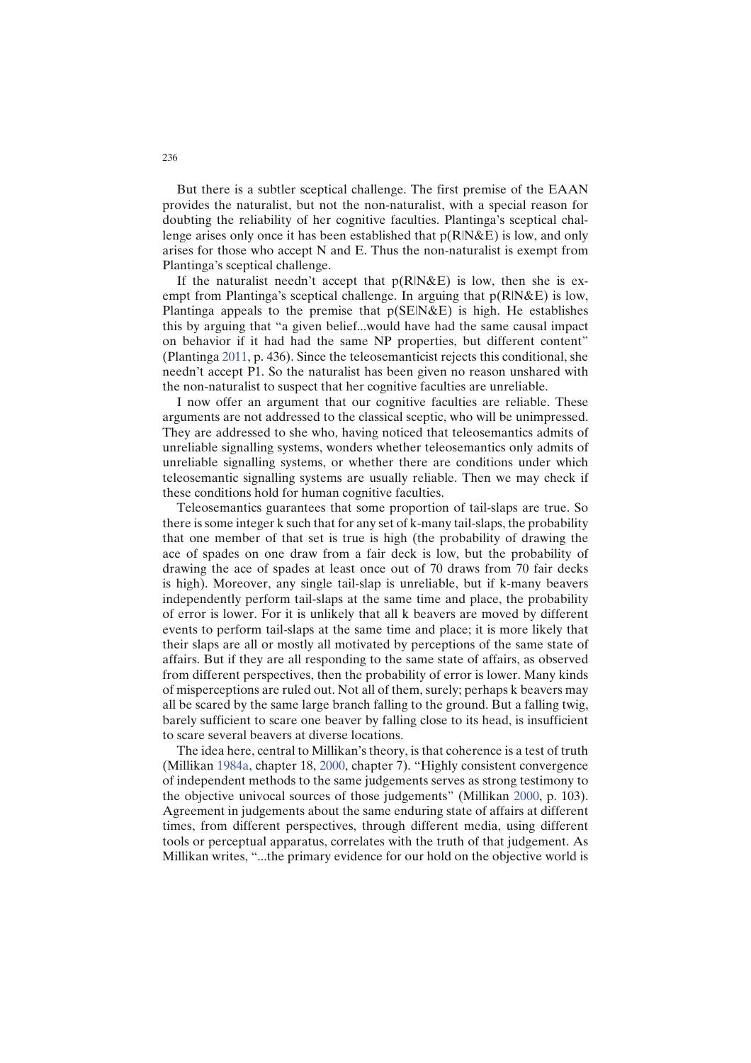But there is a subtler sceptical challenge. The first premise of the EAAN provides the naturalist, but not the non-naturalist, with a special reason for doubting the reliability of her cognitive faculties. Plantinga's sceptical challenge arises only once it has been established that p(R|N&E) is low, and only arises for those who accept N and E. Thus the non-naturalist is exempt from Plantinga's sceptical challenge.

If the naturalist needn't accept that p(R|N&E) is low, then she is exempt from Plantinga's sceptical challenge. In arguing that p(R|N&E) is low, Plantinga appeals to the premise that p(SE|N&E) is high. He establishes this by arguing that "a given belief...would have had the same causal impact on behavior if it had had the same NP properties, but different content" (Plantinga 2011, p. 436). Since the teleosemanticist rejects this conditional, she needn't accept P1. So the naturalist has been given no reason unshared with the non-naturalist to suspect that her cognitive faculties are unreliable.

I now offer an argument that our cognitive faculties are reliable. These arguments are not addressed to the classical sceptic, who will be unimpressed. They are addressed to she who, having noticed that teleosemantics admits of unreliable signalling systems, wonders whether teleosemantics only admits of unreliable signalling systems, or whether there are conditions under which teleosemantic signalling systems are usually reliable. Then we may check if these conditions hold for human cognitive faculties.

Teleosemantics guarantees that some proportion of tail-slaps are true. So there is some integer k such that for any set of k-many tail-slaps, the probability that one member of that set is true is high (the probability of drawing the ace of spades on one draw from a fair deck is low, but the probability of drawing the ace of spades at least once out of 70 draws from 70 fair decks is high). Moreover, any single tail-slap is unreliable, but if k-many beavers independently perform tail-slaps at the same time and place, the probability of error is lower. For it is unlikely that all k beavers are moved by different events to perform tail-slaps at the same time and place; it is more likely that their slaps are all or mostly all motivated by perceptions of the same state of affairs. But if they are all responding to the same state of affairs, as observed from different perspectives, then the probability of error is lower. Many kinds of misperceptions are ruled out. Not all of them, surely; perhaps k beavers may all be scared by the same large branch falling to the ground. But a falling twig, barely sufficient to scare one beaver by falling close to its head, is insufficient to scare several beavers at diverse locations.

The idea here, central to Millikan's theory, is that coherence is a test of truth (Millikan 1984a, chapter 18, 2000, chapter 7). "Highly consistent convergence of independent methods to the same judgements serves as strong testimony to the objective univocal sources of those judgements" (Millikan 2000, p. 103). Agreement in judgements about the same enduring state of affairs at different times, from different perspectives, through different media, using different tools or perceptual apparatus, correlates with the truth of that judgement. As Millikan writes, "...the primary evidence for our hold on the objective world is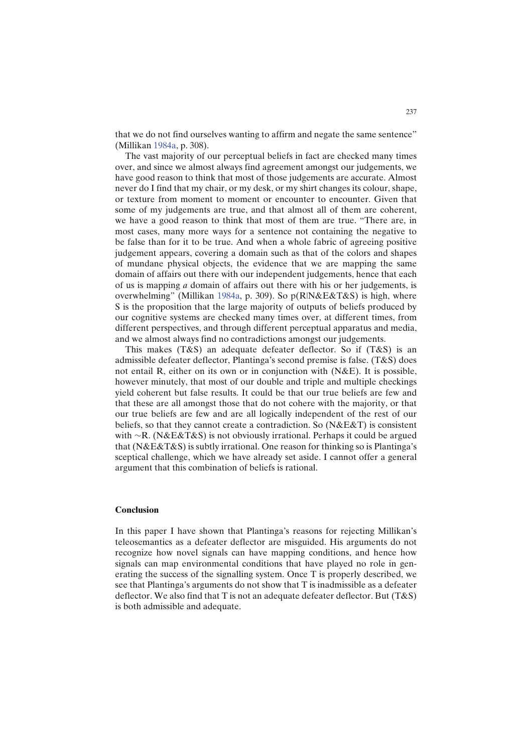that we do not find ourselves wanting to affirm and negate the same sentence" (Millikan 1984a, p. 308).

The vast majority of our perceptual beliefs in fact are checked many times over, and since we almost always find agreement amongst our judgements, we have good reason to think that most of those judgements are accurate. Almost never do I find that my chair, or my desk, or my shirt changes its colour, shape, or texture from moment to moment or encounter to encounter. Given that some of my judgements are true, and that almost all of them are coherent, we have a good reason to think that most of them are true. "There are, in most cases, many more ways for a sentence not containing the negative to be false than for it to be true. And when a whole fabric of agreeing positive judgement appears, covering a domain such as that of the colors and shapes of mundane physical objects, the evidence that we are mapping the same domain of affairs out there with our independent judgements, hence that each of us is mapping *a* domain of affairs out there with his or her judgements, is overwhelming" (Millikan 1984a, p. 309). So p(R|N&E&T&S) is high, where S is the proposition that the large majority of outputs of beliefs produced by our cognitive systems are checked many times over, at different times, from different perspectives, and through different perceptual apparatus and media, and we almost always find no contradictions amongst our judgements.

This makes (T&S) an adequate defeater deflector. So if (T&S) is an admissible defeater deflector, Plantinga's second premise is false. (T&S) does not entail R, either on its own or in conjunction with (N&E). It is possible, however minutely, that most of our double and triple and multiple checkings yield coherent but false results. It could be that our true beliefs are few and that these are all amongst those that do not cohere with the majority, or that our true beliefs are few and are all logically independent of the rest of our beliefs, so that they cannot create a contradiction. So (N&E&T) is consistent with ~R. (N&E&T&S) is not obviously irrational. Perhaps it could be argued that (N&E&T&S) is subtly irrational. One reason for thinking so is Plantinga's sceptical challenge, which we have already set aside. I cannot offer a general argument that this combination of beliefs is rational.

## Conclusion

In this paper I have shown that Plantinga's reasons for rejecting Millikan's teleosemantics as a defeater deflector are misguided. His arguments do not recognize how novel signals can have mapping conditions, and hence how signals can map environmental conditions that have played no role in generating the success of the signalling system. Once T is properly described, we see that Plantinga's arguments do not show that T is inadmissible as a defeater deflector. We also find that T is not an adequate defeater deflector. But (T&S) is both admissible and adequate.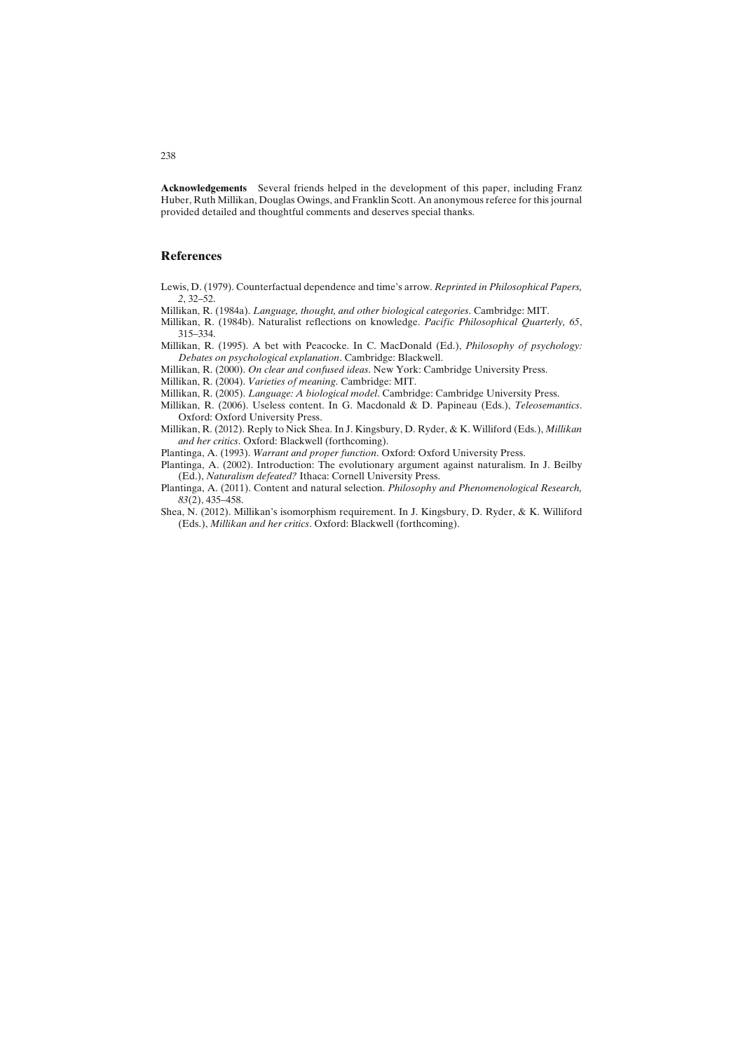**Acknowledgements** Several friends helped in the development of this paper, including Franz Huber, Ruth Millikan, Douglas Owings, and Franklin Scott. An anonymous referee for this journal provided detailed and thoughtful comments and deserves special thanks.

## References

Lewis, D. (1979). Counterfactual dependence and time's arrow. *Reprinted in Philosophical Papers, 2*, 32–52.

Millikan, R. (1984a). *Language, thought, and other biological categories*. Cambridge: MIT.

Millikan, R. (1984b). Naturalist reflections on knowledge. *Pacific Philosophical Quarterly, 65*, 315–334.

Millikan, R. (1995). A bet with Peacocke. In C. MacDonald (Ed.), *Philosophy of psychology: Debates on psychological explanation*. Cambridge: Blackwell.

Millikan, R. (2000). *On clear and confused ideas*. New York: Cambridge University Press.

Millikan, R. (2004). *Varieties of meaning*. Cambridge: MIT.

Millikan, R. (2005). *Language: A biological model*. Cambridge: Cambridge University Press.

Millikan, R. (2006). Useless content. In G. Macdonald & D. Papineau (Eds.), *Teleosemantics*. Oxford: Oxford University Press.

Millikan, R. (2012). Reply to Nick Shea. In J. Kingsbury, D. Ryder, & K. Williford (Eds.), *Millikan and her critics*. Oxford: Blackwell (forthcoming).

Plantinga, A. (1993). *Warrant and proper function*. Oxford: Oxford University Press.

Plantinga, A. (2002). Introduction: The evolutionary argument against naturalism. In J. Beilby (Ed.), *Naturalism defeated?* Ithaca: Cornell University Press.

Plantinga, A. (2011). Content and natural selection. *Philosophy and Phenomenological Research, 83*(2), 435–458.

Shea, N. (2012). Millikan's isomorphism requirement. In J. Kingsbury, D. Ryder, & K. Williford (Eds.), *Millikan and her critics*. Oxford: Blackwell (forthcoming).